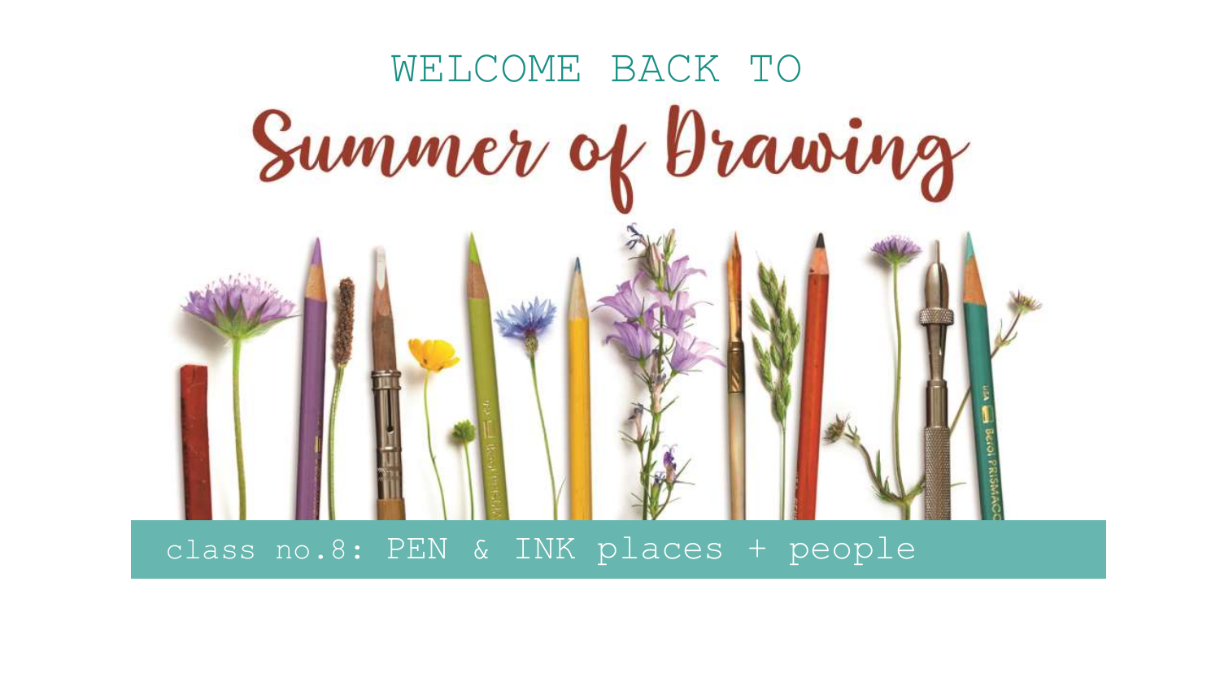WELCOME BACK TO

# Summer of Drawing

class no.8: PEN & INK places + people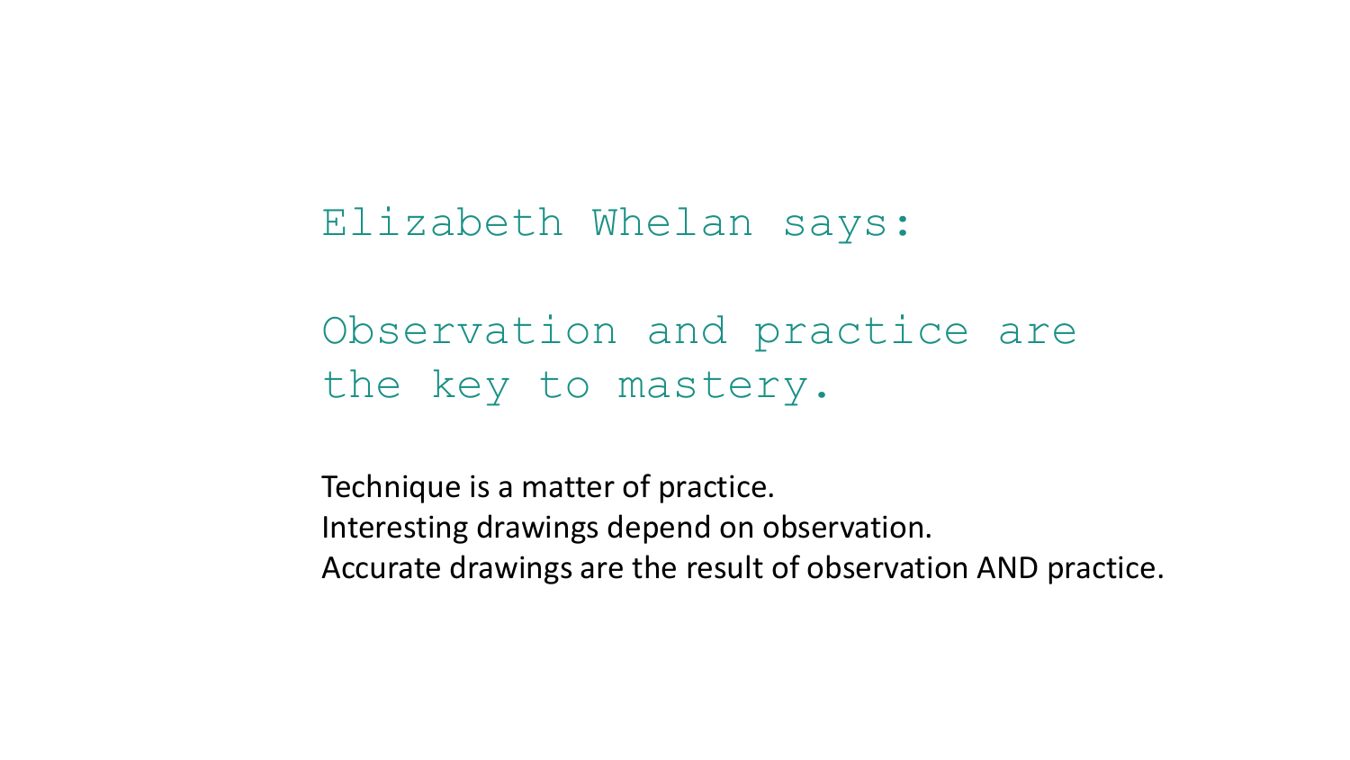## Elizabeth Whelan says:

## Observation and practice are the key to mastery.

Technique is a matter of practice.
Interesting drawings depend on observation.
Accurate drawings are the result of observation AND practice.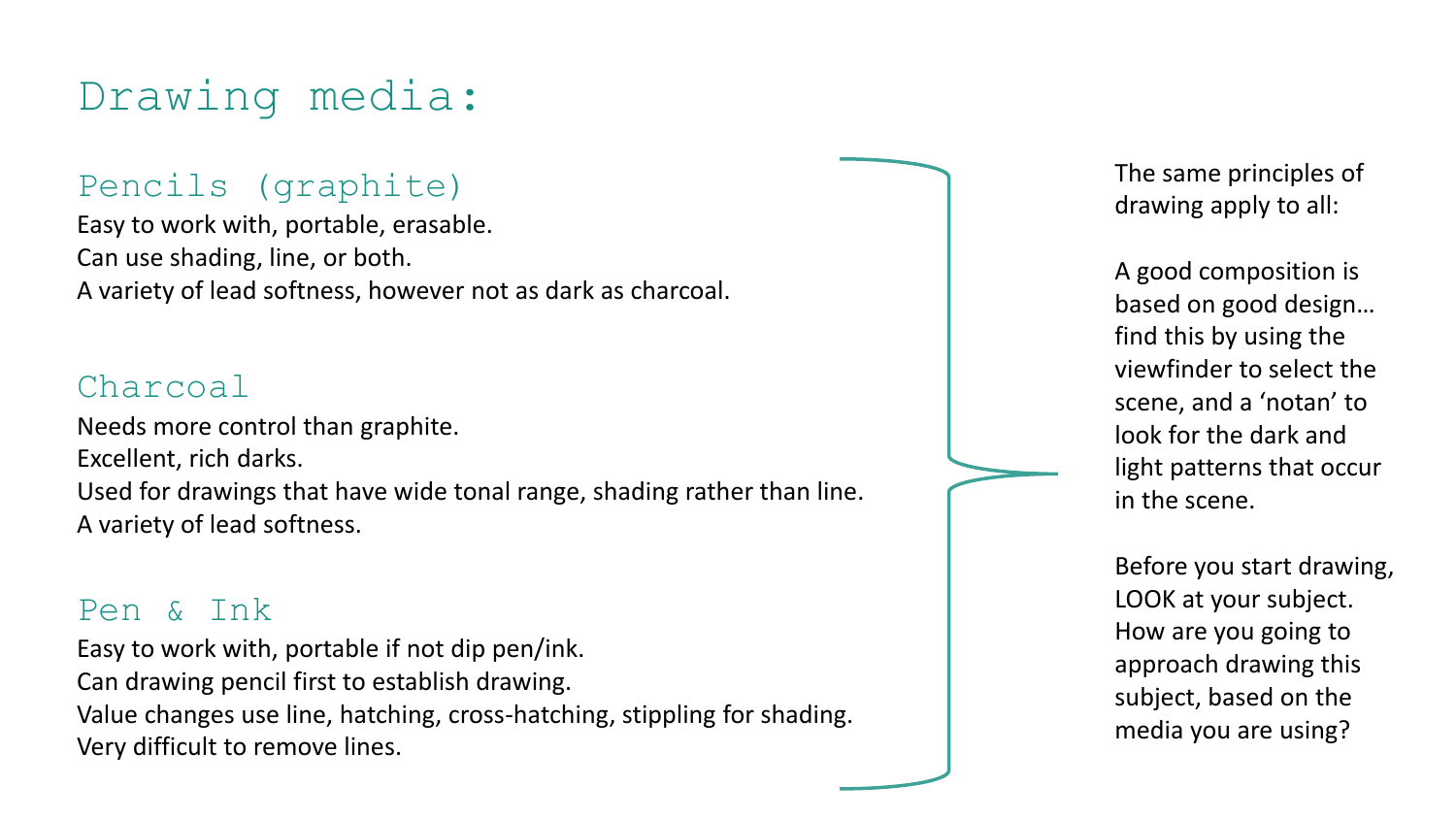# Drawing media:

## Pencils (graphite)

Easy to work with, portable, erasable.
Can use shading, line, or both.
A variety of lead softness, however not as dark as charcoal.

## Charcoal

Needs more control than graphite.
Excellent, rich darks.
Used for drawings that have wide tonal range, shading rather than line.
A variety of lead softness.

## Pen & Ink

Easy to work with, portable if not dip pen/ink.
Can drawing pencil first to establish drawing.
Value changes use line, hatching, cross-hatching, stippling for shading.
Very difficult to remove lines.

The same principles of drawing apply to all:

A good composition is based on good design… find this by using the viewfinder to select the scene, and a 'notan' to look for the dark and light patterns that occur in the scene.

Before you start drawing, LOOK at your subject. How are you going to approach drawing this subject, based on the media you are using?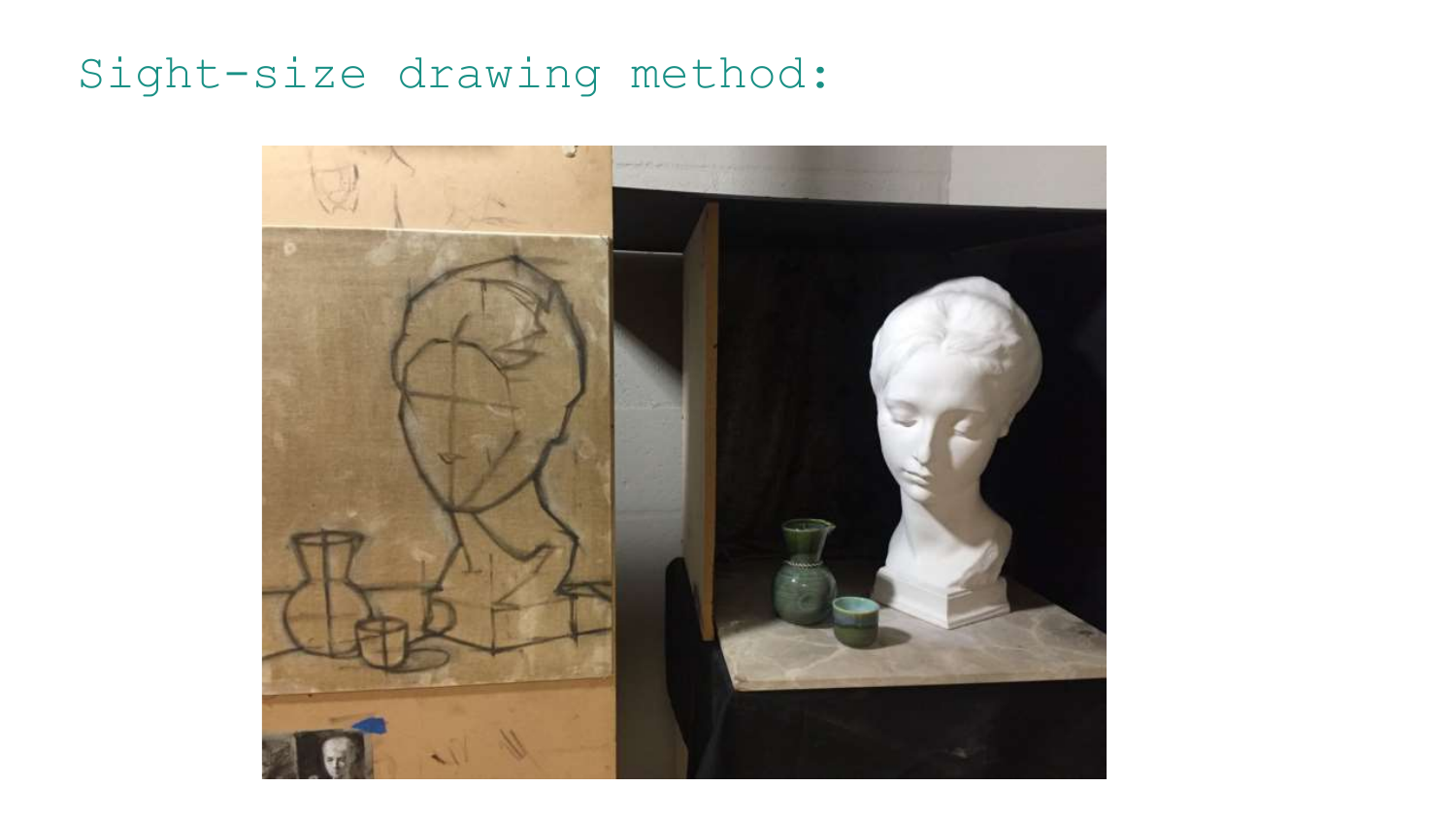# Sight-size drawing method: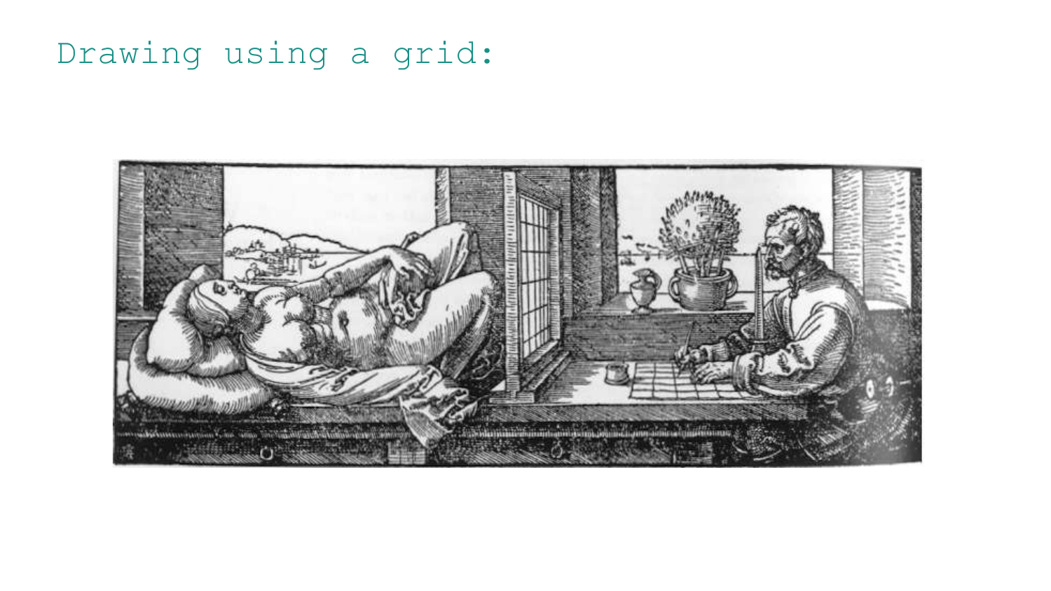Drawing using a grid: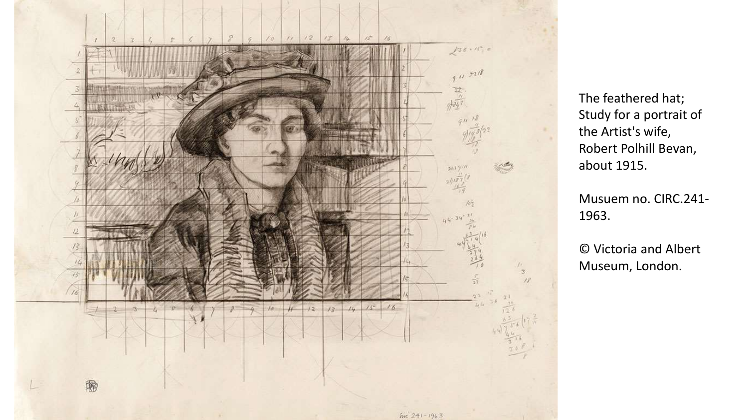The feathered hat; Study for a portrait of the Artist's wife, Robert Polhill Bevan, about 1915.

Musuem no. CIRC.241-1963.

© Victoria and Albert Museum, London.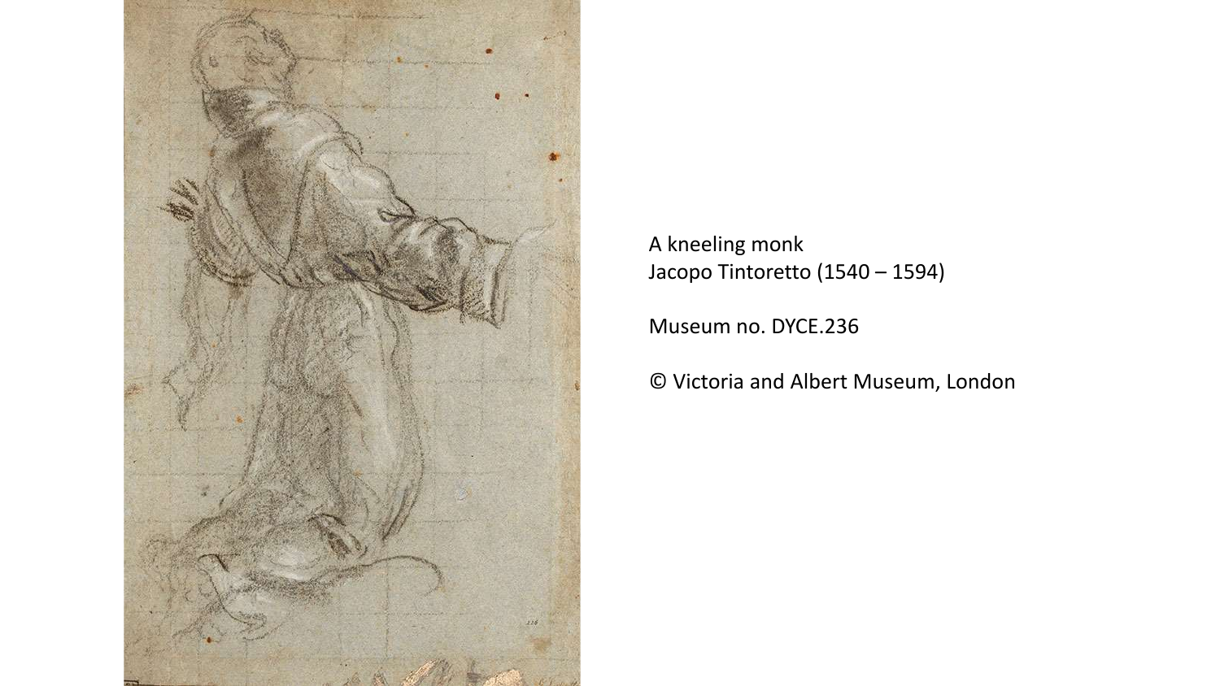A kneeling monk
Jacopo Tintoretto (1540 – 1594)

Museum no. DYCE.236

© Victoria and Albert Museum, London